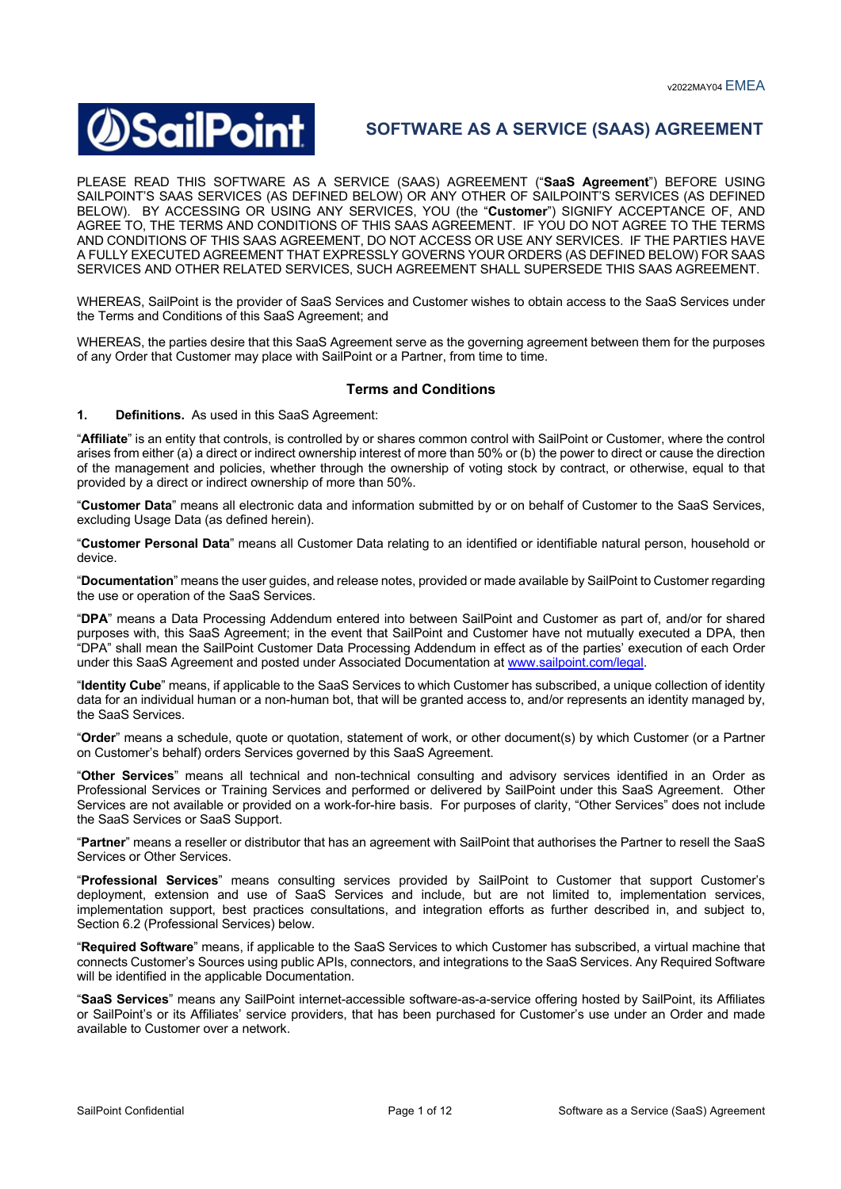v2022MAY04 EMEA

# SOFTWARE AS A SERVICE (SAAS) AGREEMENT

PLEASE READ THIS SOFTWARE AS A SERVICE (SAAS) AGREEMENT ("**SaaS Agreement**") BEFORE USING SAILPOINT'S SAAS SERVICES (AS DEFINED BELOW) OR ANY OTHER OF SAILPOINT'S SERVICES (AS DEFINED BELOW). BY ACCESSING OR USING ANY SERVICES, YOU (the "**Customer**") SIGNIFY ACCEPTANCE OF, AND AGREE TO, THE TERMS AND CONDITIONS OF THIS SAAS AGREEMENT. IF YOU DO NOT AGREE TO THE TERMS AND CONDITIONS OF THIS SAAS AGREEMENT, DO NOT ACCESS OR USE ANY SERVICES. IF THE PARTIES HAVE A FULLY EXECUTED AGREEMENT THAT EXPRESSLY GOVERNS YOUR ORDERS (AS DEFINED BELOW) FOR SAAS SERVICES AND OTHER RELATED SERVICES, SUCH AGREEMENT SHALL SUPERSEDE THIS SAAS AGREEMENT.

WHEREAS, SailPoint is the provider of SaaS Services and Customer wishes to obtain access to the SaaS Services under the Terms and Conditions of this SaaS Agreement; and

WHEREAS, the parties desire that this SaaS Agreement serve as the governing agreement between them for the purposes of any Order that Customer may place with SailPoint or a Partner, from time to time.

## Terms and Conditions

**1. Definitions.** As used in this SaaS Agreement:

"**Affiliate**" is an entity that controls, is controlled by or shares common control with SailPoint or Customer, where the control arises from either (a) a direct or indirect ownership interest of more than 50% or (b) the power to direct or cause the direction of the management and policies, whether through the ownership of voting stock by contract, or otherwise, equal to that provided by a direct or indirect ownership of more than 50%.

"**Customer Data**" means all electronic data and information submitted by or on behalf of Customer to the SaaS Services, excluding Usage Data (as defined herein).

"**Customer Personal Data**" means all Customer Data relating to an identified or identifiable natural person, household or device.

"**Documentation**" means the user guides, and release notes, provided or made available by SailPoint to Customer regarding the use or operation of the SaaS Services.

"**DPA**" means a Data Processing Addendum entered into between SailPoint and Customer as part of, and/or for shared purposes with, this SaaS Agreement; in the event that SailPoint and Customer have not mutually executed a DPA, then "DPA" shall mean the SailPoint Customer Data Processing Addendum in effect as of the parties' execution of each Order under this SaaS Agreement and posted under Associated Documentation at www.sailpoint.com/legal.

"**Identity Cube**" means, if applicable to the SaaS Services to which Customer has subscribed, a unique collection of identity data for an individual human or a non-human bot, that will be granted access to, and/or represents an identity managed by, the SaaS Services.

"**Order**" means a schedule, quote or quotation, statement of work, or other document(s) by which Customer (or a Partner on Customer's behalf) orders Services governed by this SaaS Agreement.

"**Other Services**" means all technical and non-technical consulting and advisory services identified in an Order as Professional Services or Training Services and performed or delivered by SailPoint under this SaaS Agreement. Other Services are not available or provided on a work-for-hire basis. For purposes of clarity, "Other Services" does not include the SaaS Services or SaaS Support.

"**Partner**" means a reseller or distributor that has an agreement with SailPoint that authorises the Partner to resell the SaaS Services or Other Services.

"**Professional Services**" means consulting services provided by SailPoint to Customer that support Customer's deployment, extension and use of SaaS Services and include, but are not limited to, implementation services, implementation support, best practices consultations, and integration efforts as further described in, and subject to, Section 6.2 (Professional Services) below.

"**Required Software**" means, if applicable to the SaaS Services to which Customer has subscribed, a virtual machine that connects Customer's Sources using public APIs, connectors, and integrations to the SaaS Services. Any Required Software will be identified in the applicable Documentation.

"**SaaS Services**" means any SailPoint internet-accessible software-as-a-service offering hosted by SailPoint, its Affiliates or SailPoint's or its Affiliates' service providers, that has been purchased for Customer's use under an Order and made available to Customer over a network.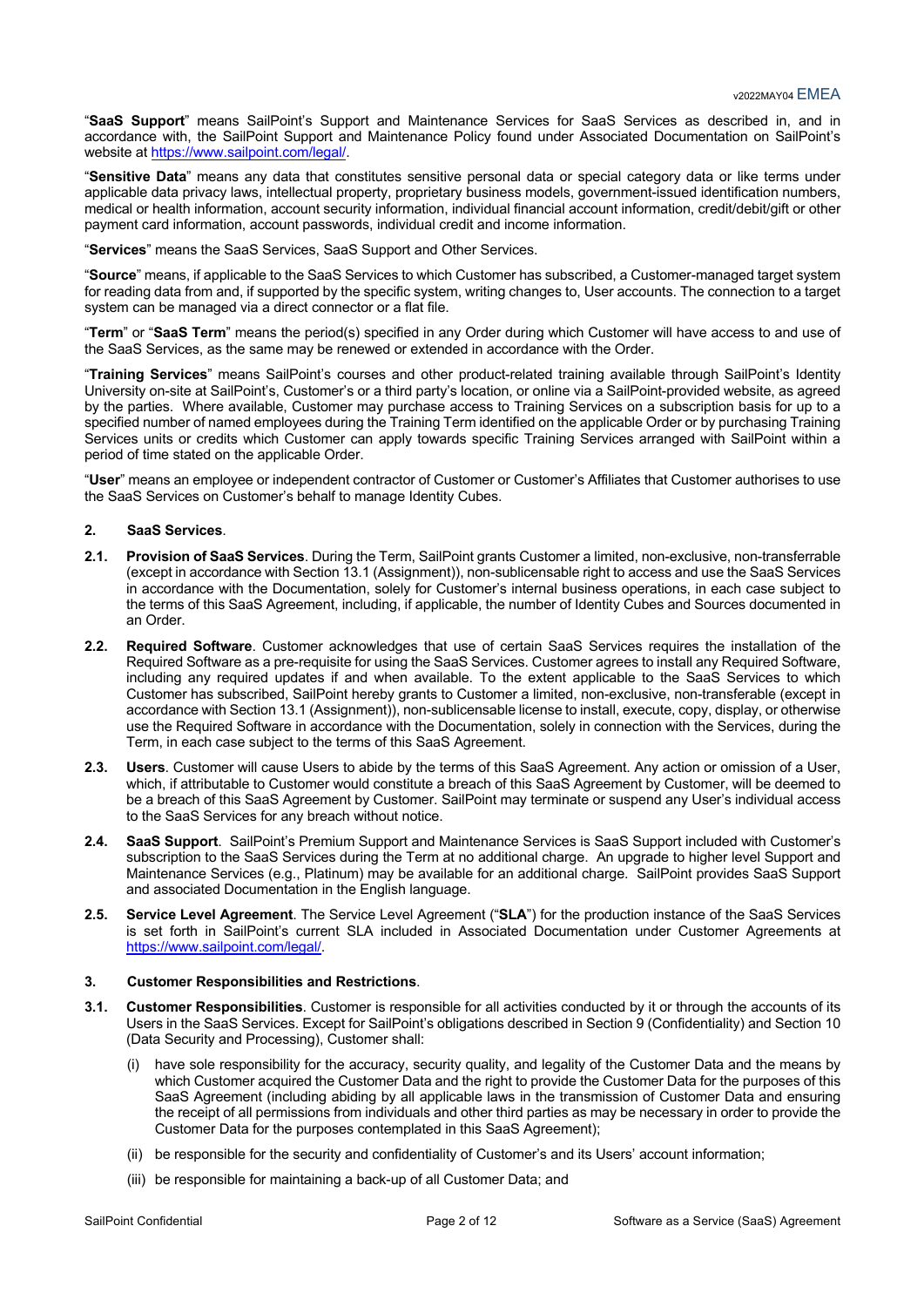"**SaaS Support**" means SailPoint's Support and Maintenance Services for SaaS Services as described in, and in accordance with, the SailPoint Support and Maintenance Policy found under Associated Documentation on SailPoint's website at https://www.sailpoint.com/legal/.

"**Sensitive Data**" means any data that constitutes sensitive personal data or special category data or like terms under applicable data privacy laws, intellectual property, proprietary business models, government-issued identification numbers, medical or health information, account security information, individual financial account information, credit/debit/gift or other payment card information, account passwords, individual credit and income information.

"**Services**" means the SaaS Services, SaaS Support and Other Services.

"**Source**" means, if applicable to the SaaS Services to which Customer has subscribed, a Customer-managed target system for reading data from and, if supported by the specific system, writing changes to, User accounts. The connection to a target system can be managed via a direct connector or a flat file.

"**Term**" or "**SaaS Term**" means the period(s) specified in any Order during which Customer will have access to and use of the SaaS Services, as the same may be renewed or extended in accordance with the Order.

"**Training Services**" means SailPoint's courses and other product-related training available through SailPoint's Identity University on-site at SailPoint's, Customer's or a third party's location, or online via a SailPoint-provided website, as agreed by the parties. Where available, Customer may purchase access to Training Services on a subscription basis for up to a specified number of named employees during the Training Term identified on the applicable Order or by purchasing Training Services units or credits which Customer can apply towards specific Training Services arranged with SailPoint within a period of time stated on the applicable Order.

"**User**" means an employee or independent contractor of Customer or Customer's Affiliates that Customer authorises to use the SaaS Services on Customer's behalf to manage Identity Cubes.

## 2. SaaS Services.

**2.1. Provision of SaaS Services**. During the Term, SailPoint grants Customer a limited, non-exclusive, non-transferrable (except in accordance with Section 13.1 (Assignment)), non-sublicensable right to access and use the SaaS Services in accordance with the Documentation, solely for Customer's internal business operations, in each case subject to the terms of this SaaS Agreement, including, if applicable, the number of Identity Cubes and Sources documented in an Order.

**2.2. Required Software**. Customer acknowledges that use of certain SaaS Services requires the installation of the Required Software as a pre-requisite for using the SaaS Services. Customer agrees to install any Required Software, including any required updates if and when available. To the extent applicable to the SaaS Services to which Customer has subscribed, SailPoint hereby grants to Customer a limited, non-exclusive, non-transferable (except in accordance with Section 13.1 (Assignment)), non-sublicensable license to install, execute, copy, display, or otherwise use the Required Software in accordance with the Documentation, solely in connection with the Services, during the Term, in each case subject to the terms of this SaaS Agreement.

**2.3. Users**. Customer will cause Users to abide by the terms of this SaaS Agreement. Any action or omission of a User, which, if attributable to Customer would constitute a breach of this SaaS Agreement by Customer, will be deemed to be a breach of this SaaS Agreement by Customer. SailPoint may terminate or suspend any User's individual access to the SaaS Services for any breach without notice.

**2.4. SaaS Support**. SailPoint's Premium Support and Maintenance Services is SaaS Support included with Customer's subscription to the SaaS Services during the Term at no additional charge. An upgrade to higher level Support and Maintenance Services (e.g., Platinum) may be available for an additional charge. SailPoint provides SaaS Support and associated Documentation in the English language.

**2.5. Service Level Agreement**. The Service Level Agreement ("**SLA**") for the production instance of the SaaS Services is set forth in SailPoint's current SLA included in Associated Documentation under Customer Agreements at https://www.sailpoint.com/legal/.

## 3. Customer Responsibilities and Restrictions.

**3.1. Customer Responsibilities**. Customer is responsible for all activities conducted by it or through the accounts of its Users in the SaaS Services. Except for SailPoint's obligations described in Section 9 (Confidentiality) and Section 10 (Data Security and Processing), Customer shall:

(i) have sole responsibility for the accuracy, security quality, and legality of the Customer Data and the means by which Customer acquired the Customer Data and the right to provide the Customer Data for the purposes of this SaaS Agreement (including abiding by all applicable laws in the transmission of Customer Data and ensuring the receipt of all permissions from individuals and other third parties as may be necessary in order to provide the Customer Data for the purposes contemplated in this SaaS Agreement);

(ii) be responsible for the security and confidentiality of Customer's and its Users' account information;

(iii) be responsible for maintaining a back-up of all Customer Data; and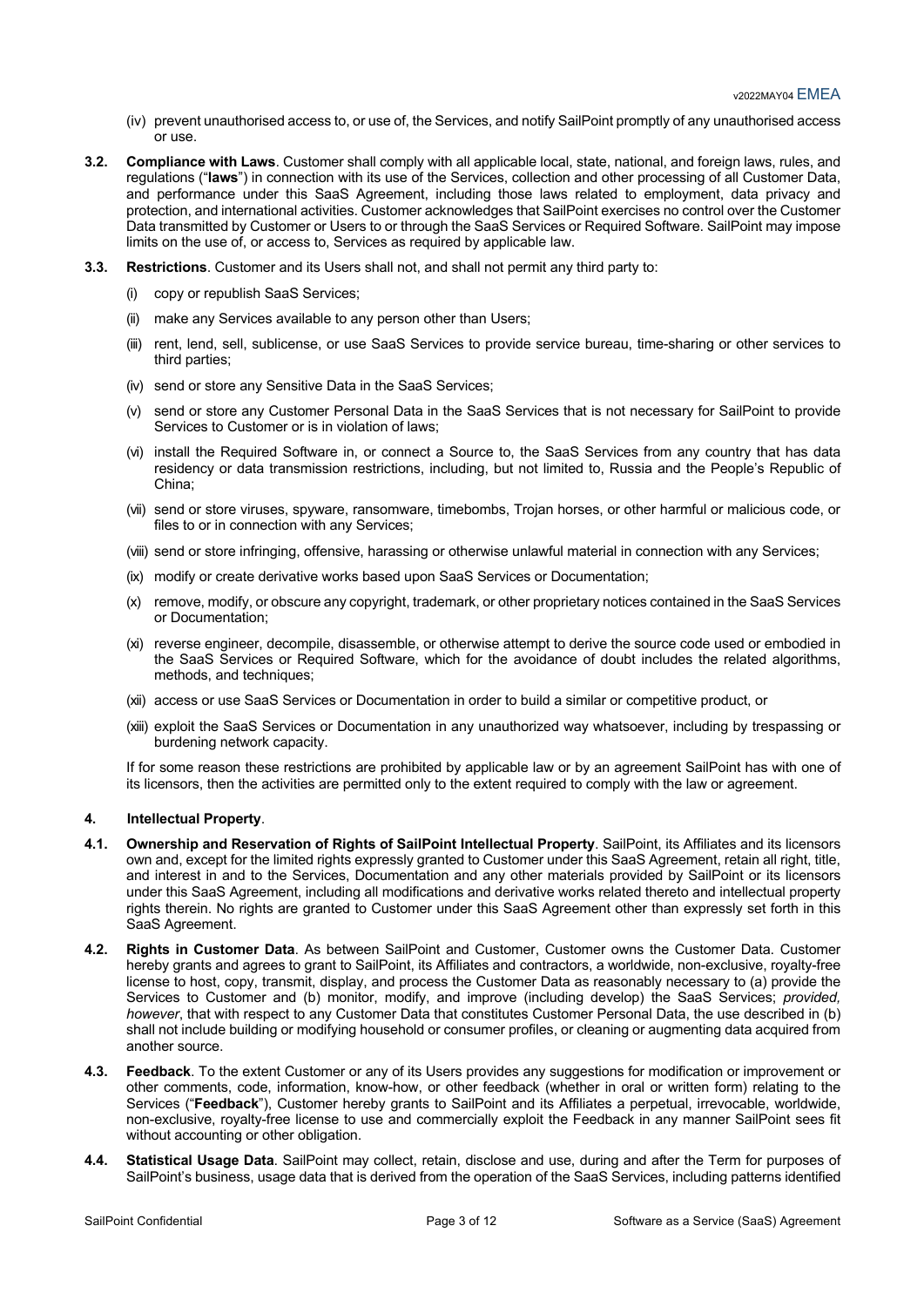(iv) prevent unauthorised access to, or use of, the Services, and notify SailPoint promptly of any unauthorised access or use.

**3.2. Compliance with Laws**. Customer shall comply with all applicable local, state, national, and foreign laws, rules, and regulations ("**laws**") in connection with its use of the Services, collection and other processing of all Customer Data, and performance under this SaaS Agreement, including those laws related to employment, data privacy and protection, and international activities. Customer acknowledges that SailPoint exercises no control over the Customer Data transmitted by Customer or Users to or through the SaaS Services or Required Software. SailPoint may impose limits on the use of, or access to, Services as required by applicable law.

**3.3. Restrictions**. Customer and its Users shall not, and shall not permit any third party to:

(i) copy or republish SaaS Services;

(ii) make any Services available to any person other than Users;

(iii) rent, lend, sell, sublicense, or use SaaS Services to provide service bureau, time-sharing or other services to third parties;

(iv) send or store any Sensitive Data in the SaaS Services;

(v) send or store any Customer Personal Data in the SaaS Services that is not necessary for SailPoint to provide Services to Customer or is in violation of laws;

(vi) install the Required Software in, or connect a Source to, the SaaS Services from any country that has data residency or data transmission restrictions, including, but not limited to, Russia and the People's Republic of China;

(vii) send or store viruses, spyware, ransomware, timebombs, Trojan horses, or other harmful or malicious code, or files to or in connection with any Services;

(viii) send or store infringing, offensive, harassing or otherwise unlawful material in connection with any Services;

(ix) modify or create derivative works based upon SaaS Services or Documentation;

(x) remove, modify, or obscure any copyright, trademark, or other proprietary notices contained in the SaaS Services or Documentation;

(xi) reverse engineer, decompile, disassemble, or otherwise attempt to derive the source code used or embodied in the SaaS Services or Required Software, which for the avoidance of doubt includes the related algorithms, methods, and techniques;

(xii) access or use SaaS Services or Documentation in order to build a similar or competitive product, or

(xiii) exploit the SaaS Services or Documentation in any unauthorized way whatsoever, including by trespassing or burdening network capacity.

If for some reason these restrictions are prohibited by applicable law or by an agreement SailPoint has with one of its licensors, then the activities are permitted only to the extent required to comply with the law or agreement.

## 4. Intellectual Property.

**4.1. Ownership and Reservation of Rights of SailPoint Intellectual Property**. SailPoint, its Affiliates and its licensors own and, except for the limited rights expressly granted to Customer under this SaaS Agreement, retain all right, title, and interest in and to the Services, Documentation and any other materials provided by SailPoint or its licensors under this SaaS Agreement, including all modifications and derivative works related thereto and intellectual property rights therein. No rights are granted to Customer under this SaaS Agreement other than expressly set forth in this SaaS Agreement.

**4.2. Rights in Customer Data**. As between SailPoint and Customer, Customer owns the Customer Data. Customer hereby grants and agrees to grant to SailPoint, its Affiliates and contractors, a worldwide, non-exclusive, royalty-free license to host, copy, transmit, display, and process the Customer Data as reasonably necessary to (a) provide the Services to Customer and (b) monitor, modify, and improve (including develop) the SaaS Services; *provided, however*, that with respect to any Customer Data that constitutes Customer Personal Data, the use described in (b) shall not include building or modifying household or consumer profiles, or cleaning or augmenting data acquired from another source.

**4.3. Feedback**. To the extent Customer or any of its Users provides any suggestions for modification or improvement or other comments, code, information, know-how, or other feedback (whether in oral or written form) relating to the Services ("**Feedback**"), Customer hereby grants to SailPoint and its Affiliates a perpetual, irrevocable, worldwide, non-exclusive, royalty-free license to use and commercially exploit the Feedback in any manner SailPoint sees fit without accounting or other obligation.

**4.4. Statistical Usage Data**. SailPoint may collect, retain, disclose and use, during and after the Term for purposes of SailPoint's business, usage data that is derived from the operation of the SaaS Services, including patterns identified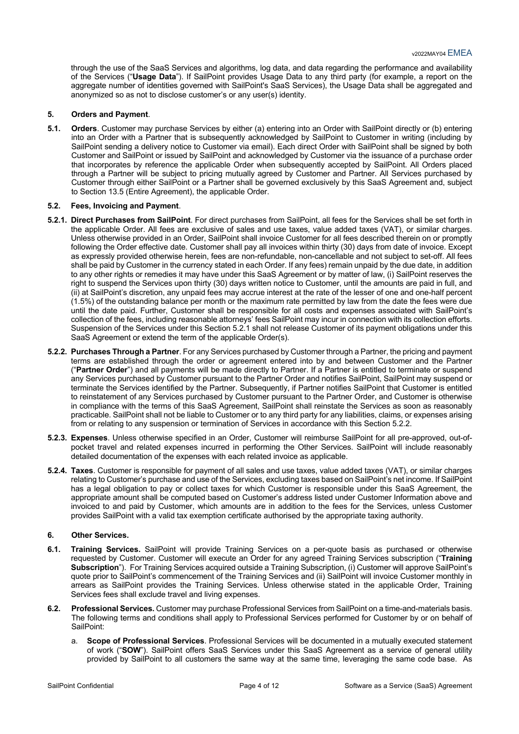through the use of the SaaS Services and algorithms, log data, and data regarding the performance and availability of the Services ("**Usage Data**"). If SailPoint provides Usage Data to any third party (for example, a report on the aggregate number of identities governed with SailPoint's SaaS Services), the Usage Data shall be aggregated and anonymized so as not to disclose customer's or any user(s) identity.

**5. Orders and Payment**.

**5.1. Orders**. Customer may purchase Services by either (a) entering into an Order with SailPoint directly or (b) entering into an Order with a Partner that is subsequently acknowledged by SailPoint to Customer in writing (including by SailPoint sending a delivery notice to Customer via email). Each direct Order with SailPoint shall be signed by both Customer and SailPoint or issued by SailPoint and acknowledged by Customer via the issuance of a purchase order that incorporates by reference the applicable Order when subsequently accepted by SailPoint. All Orders placed through a Partner will be subject to pricing mutually agreed by Customer and Partner. All Services purchased by Customer through either SailPoint or a Partner shall be governed exclusively by this SaaS Agreement and, subject to Section 13.5 (Entire Agreement), the applicable Order.

**5.2. Fees, Invoicing and Payment**.

**5.2.1. Direct Purchases from SailPoint**. For direct purchases from SailPoint, all fees for the Services shall be set forth in the applicable Order. All fees are exclusive of sales and use taxes, value added taxes (VAT), or similar charges. Unless otherwise provided in an Order, SailPoint shall invoice Customer for all fees described therein on or promptly following the Order effective date. Customer shall pay all invoices within thirty (30) days from date of invoice. Except as expressly provided otherwise herein, fees are non-refundable, non-cancellable and not subject to set-off. All fees shall be paid by Customer in the currency stated in each Order. If any fees) remain unpaid by the due date, in addition to any other rights or remedies it may have under this SaaS Agreement or by matter of law, (i) SailPoint reserves the right to suspend the Services upon thirty (30) days written notice to Customer, until the amounts are paid in full, and (ii) at SailPoint's discretion, any unpaid fees may accrue interest at the rate of the lesser of one and one-half percent (1.5%) of the outstanding balance per month or the maximum rate permitted by law from the date the fees were due until the date paid. Further, Customer shall be responsible for all costs and expenses associated with SailPoint's collection of the fees, including reasonable attorneys' fees SailPoint may incur in connection with its collection efforts. Suspension of the Services under this Section 5.2.1 shall not release Customer of its payment obligations under this SaaS Agreement or extend the term of the applicable Order(s).

**5.2.2. Purchases Through a Partner**. For any Services purchased by Customer through a Partner, the pricing and payment terms are established through the order or agreement entered into by and between Customer and the Partner ("**Partner Order**") and all payments will be made directly to Partner. If a Partner is entitled to terminate or suspend any Services purchased by Customer pursuant to the Partner Order and notifies SailPoint, SailPoint may suspend or terminate the Services identified by the Partner. Subsequently, if Partner notifies SailPoint that Customer is entitled to reinstatement of any Services purchased by Customer pursuant to the Partner Order, and Customer is otherwise in compliance with the terms of this SaaS Agreement, SailPoint shall reinstate the Services as soon as reasonably practicable. SailPoint shall not be liable to Customer or to any third party for any liabilities, claims, or expenses arising from or relating to any suspension or termination of Services in accordance with this Section 5.2.2.

**5.2.3. Expenses**. Unless otherwise specified in an Order, Customer will reimburse SailPoint for all pre-approved, out-of-pocket travel and related expenses incurred in performing the Other Services. SailPoint will include reasonably detailed documentation of the expenses with each related invoice as applicable.

**5.2.4. Taxes**. Customer is responsible for payment of all sales and use taxes, value added taxes (VAT), or similar charges relating to Customer's purchase and use of the Services, excluding taxes based on SailPoint's net income. If SailPoint has a legal obligation to pay or collect taxes for which Customer is responsible under this SaaS Agreement, the appropriate amount shall be computed based on Customer's address listed under Customer Information above and invoiced to and paid by Customer, which amounts are in addition to the fees for the Services, unless Customer provides SailPoint with a valid tax exemption certificate authorised by the appropriate taxing authority.

**6. Other Services.**

**6.1. Training Services.** SailPoint will provide Training Services on a per-quote basis as purchased or otherwise requested by Customer. Customer will execute an Order for any agreed Training Services subscription ("**Training Subscription**"). For Training Services acquired outside a Training Subscription, (i) Customer will approve SailPoint's quote prior to SailPoint's commencement of the Training Services and (ii) SailPoint will invoice Customer monthly in arrears as SailPoint provides the Training Services. Unless otherwise stated in the applicable Order, Training Services fees shall exclude travel and living expenses.

**6.2. Professional Services.** Customer may purchase Professional Services from SailPoint on a time-and-materials basis. The following terms and conditions shall apply to Professional Services performed for Customer by or on behalf of SailPoint:

a. **Scope of Professional Services**. Professional Services will be documented in a mutually executed statement of work ("**SOW**"). SailPoint offers SaaS Services under this SaaS Agreement as a service of general utility provided by SailPoint to all customers the same way at the same time, leveraging the same code base. As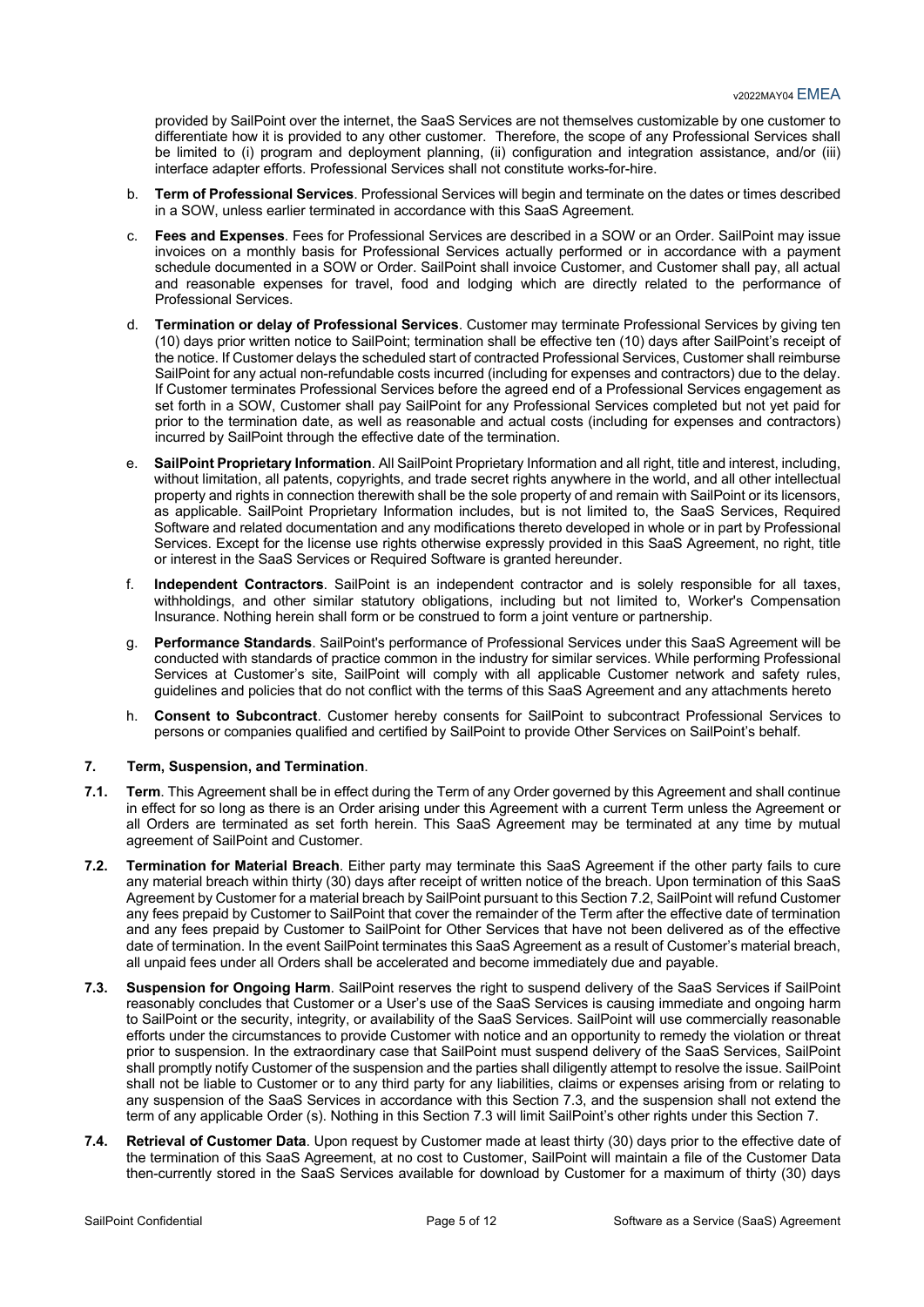provided by SailPoint over the internet, the SaaS Services are not themselves customizable by one customer to differentiate how it is provided to any other customer. Therefore, the scope of any Professional Services shall be limited to (i) program and deployment planning, (ii) configuration and integration assistance, and/or (iii) interface adapter efforts. Professional Services shall not constitute works-for-hire.

b. **Term of Professional Services**. Professional Services will begin and terminate on the dates or times described in a SOW, unless earlier terminated in accordance with this SaaS Agreement.

c. **Fees and Expenses**. Fees for Professional Services are described in a SOW or an Order. SailPoint may issue invoices on a monthly basis for Professional Services actually performed or in accordance with a payment schedule documented in a SOW or Order. SailPoint shall invoice Customer, and Customer shall pay, all actual and reasonable expenses for travel, food and lodging which are directly related to the performance of Professional Services.

d. **Termination or delay of Professional Services**. Customer may terminate Professional Services by giving ten (10) days prior written notice to SailPoint; termination shall be effective ten (10) days after SailPoint's receipt of the notice. If Customer delays the scheduled start of contracted Professional Services, Customer shall reimburse SailPoint for any actual non-refundable costs incurred (including for expenses and contractors) due to the delay. If Customer terminates Professional Services before the agreed end of a Professional Services engagement as set forth in a SOW, Customer shall pay SailPoint for any Professional Services completed but not yet paid for prior to the termination date, as well as reasonable and actual costs (including for expenses and contractors) incurred by SailPoint through the effective date of the termination.

e. **SailPoint Proprietary Information**. All SailPoint Proprietary Information and all right, title and interest, including, without limitation, all patents, copyrights, and trade secret rights anywhere in the world, and all other intellectual property and rights in connection therewith shall be the sole property of and remain with SailPoint or its licensors, as applicable. SailPoint Proprietary Information includes, but is not limited to, the SaaS Services, Required Software and related documentation and any modifications thereto developed in whole or in part by Professional Services. Except for the license use rights otherwise expressly provided in this SaaS Agreement, no right, title or interest in the SaaS Services or Required Software is granted hereunder.

f. **Independent Contractors**. SailPoint is an independent contractor and is solely responsible for all taxes, withholdings, and other similar statutory obligations, including but not limited to, Worker's Compensation Insurance. Nothing herein shall form or be construed to form a joint venture or partnership.

g. **Performance Standards**. SailPoint's performance of Professional Services under this SaaS Agreement will be conducted with standards of practice common in the industry for similar services. While performing Professional Services at Customer's site, SailPoint will comply with all applicable Customer network and safety rules, guidelines and policies that do not conflict with the terms of this SaaS Agreement and any attachments hereto

h. **Consent to Subcontract**. Customer hereby consents for SailPoint to subcontract Professional Services to persons or companies qualified and certified by SailPoint to provide Other Services on SailPoint's behalf.

## 7. Term, Suspension, and Termination.

**7.1. Term**. This Agreement shall be in effect during the Term of any Order governed by this Agreement and shall continue in effect for so long as there is an Order arising under this Agreement with a current Term unless the Agreement or all Orders are terminated as set forth herein. This SaaS Agreement may be terminated at any time by mutual agreement of SailPoint and Customer.

**7.2. Termination for Material Breach**. Either party may terminate this SaaS Agreement if the other party fails to cure any material breach within thirty (30) days after receipt of written notice of the breach. Upon termination of this SaaS Agreement by Customer for a material breach by SailPoint pursuant to this Section 7.2, SailPoint will refund Customer any fees prepaid by Customer to SailPoint that cover the remainder of the Term after the effective date of termination and any fees prepaid by Customer to SailPoint for Other Services that have not been delivered as of the effective date of termination. In the event SailPoint terminates this SaaS Agreement as a result of Customer's material breach, all unpaid fees under all Orders shall be accelerated and become immediately due and payable.

**7.3. Suspension for Ongoing Harm**. SailPoint reserves the right to suspend delivery of the SaaS Services if SailPoint reasonably concludes that Customer or a User's use of the SaaS Services is causing immediate and ongoing harm to SailPoint or the security, integrity, or availability of the SaaS Services. SailPoint will use commercially reasonable efforts under the circumstances to provide Customer with notice and an opportunity to remedy the violation or threat prior to suspension. In the extraordinary case that SailPoint must suspend delivery of the SaaS Services, SailPoint shall promptly notify Customer of the suspension and the parties shall diligently attempt to resolve the issue. SailPoint shall not be liable to Customer or to any third party for any liabilities, claims or expenses arising from or relating to any suspension of the SaaS Services in accordance with this Section 7.3, and the suspension shall not extend the term of any applicable Order (s). Nothing in this Section 7.3 will limit SailPoint's other rights under this Section 7.

**7.4. Retrieval of Customer Data**. Upon request by Customer made at least thirty (30) days prior to the effective date of the termination of this SaaS Agreement, at no cost to Customer, SailPoint will maintain a file of the Customer Data then-currently stored in the SaaS Services available for download by Customer for a maximum of thirty (30) days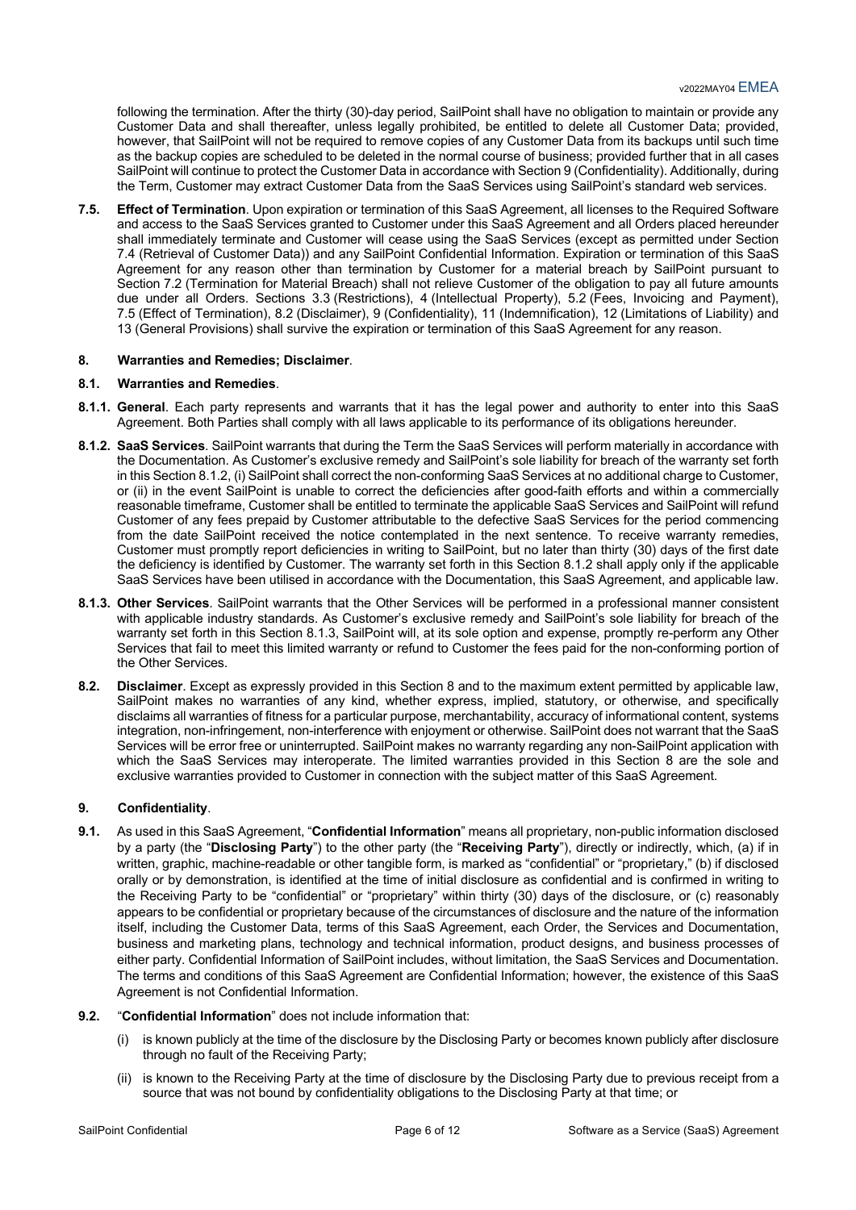following the termination. After the thirty (30)-day period, SailPoint shall have no obligation to maintain or provide any Customer Data and shall thereafter, unless legally prohibited, be entitled to delete all Customer Data; provided, however, that SailPoint will not be required to remove copies of any Customer Data from its backups until such time as the backup copies are scheduled to be deleted in the normal course of business; provided further that in all cases SailPoint will continue to protect the Customer Data in accordance with Section 9 (Confidentiality). Additionally, during the Term, Customer may extract Customer Data from the SaaS Services using SailPoint's standard web services.

**7.5. Effect of Termination**. Upon expiration or termination of this SaaS Agreement, all licenses to the Required Software and access to the SaaS Services granted to Customer under this SaaS Agreement and all Orders placed hereunder shall immediately terminate and Customer will cease using the SaaS Services (except as permitted under Section 7.4 (Retrieval of Customer Data)) and any SailPoint Confidential Information. Expiration or termination of this SaaS Agreement for any reason other than termination by Customer for a material breach by SailPoint pursuant to Section 7.2 (Termination for Material Breach) shall not relieve Customer of the obligation to pay all future amounts due under all Orders. Sections 3.3 (Restrictions), 4 (Intellectual Property), 5.2 (Fees, Invoicing and Payment), 7.5 (Effect of Termination), 8.2 (Disclaimer), 9 (Confidentiality), 11 (Indemnification), 12 (Limitations of Liability) and 13 (General Provisions) shall survive the expiration or termination of this SaaS Agreement for any reason.

## 8. Warranties and Remedies; Disclaimer.

### 8.1. Warranties and Remedies.

**8.1.1. General**. Each party represents and warrants that it has the legal power and authority to enter into this SaaS Agreement. Both Parties shall comply with all laws applicable to its performance of its obligations hereunder.

**8.1.2. SaaS Services**. SailPoint warrants that during the Term the SaaS Services will perform materially in accordance with the Documentation. As Customer's exclusive remedy and SailPoint's sole liability for breach of the warranty set forth in this Section 8.1.2, (i) SailPoint shall correct the non-conforming SaaS Services at no additional charge to Customer, or (ii) in the event SailPoint is unable to correct the deficiencies after good-faith efforts and within a commercially reasonable timeframe, Customer shall be entitled to terminate the applicable SaaS Services and SailPoint will refund Customer of any fees prepaid by Customer attributable to the defective SaaS Services for the period commencing from the date SailPoint received the notice contemplated in the next sentence. To receive warranty remedies, Customer must promptly report deficiencies in writing to SailPoint, but no later than thirty (30) days of the first date the deficiency is identified by Customer. The warranty set forth in this Section 8.1.2 shall apply only if the applicable SaaS Services have been utilised in accordance with the Documentation, this SaaS Agreement, and applicable law.

**8.1.3. Other Services**. SailPoint warrants that the Other Services will be performed in a professional manner consistent with applicable industry standards. As Customer's exclusive remedy and SailPoint's sole liability for breach of the warranty set forth in this Section 8.1.3, SailPoint will, at its sole option and expense, promptly re-perform any Other Services that fail to meet this limited warranty or refund to Customer the fees paid for the non-conforming portion of the Other Services.

**8.2. Disclaimer**. Except as expressly provided in this Section 8 and to the maximum extent permitted by applicable law, SailPoint makes no warranties of any kind, whether express, implied, statutory, or otherwise, and specifically disclaims all warranties of fitness for a particular purpose, merchantability, accuracy of informational content, systems integration, non-infringement, non-interference with enjoyment or otherwise. SailPoint does not warrant that the SaaS Services will be error free or uninterrupted. SailPoint makes no warranty regarding any non-SailPoint application with which the SaaS Services may interoperate. The limited warranties provided in this Section 8 are the sole and exclusive warranties provided to Customer in connection with the subject matter of this SaaS Agreement.

## 9. Confidentiality.

**9.1.** As used in this SaaS Agreement, "**Confidential Information**" means all proprietary, non-public information disclosed by a party (the "**Disclosing Party**") to the other party (the "**Receiving Party**"), directly or indirectly, which, (a) if in written, graphic, machine-readable or other tangible form, is marked as "confidential" or "proprietary," (b) if disclosed orally or by demonstration, is identified at the time of initial disclosure as confidential and is confirmed in writing to the Receiving Party to be "confidential" or "proprietary" within thirty (30) days of the disclosure, or (c) reasonably appears to be confidential or proprietary because of the circumstances of disclosure and the nature of the information itself, including the Customer Data, terms of this SaaS Agreement, each Order, the Services and Documentation, business and marketing plans, technology and technical information, product designs, and business processes of either party. Confidential Information of SailPoint includes, without limitation, the SaaS Services and Documentation. The terms and conditions of this SaaS Agreement are Confidential Information; however, the existence of this SaaS Agreement is not Confidential Information.

**9.2.** "**Confidential Information**" does not include information that:

(i) is known publicly at the time of the disclosure by the Disclosing Party or becomes known publicly after disclosure through no fault of the Receiving Party;

(ii) is known to the Receiving Party at the time of disclosure by the Disclosing Party due to previous receipt from a source that was not bound by confidentiality obligations to the Disclosing Party at that time; or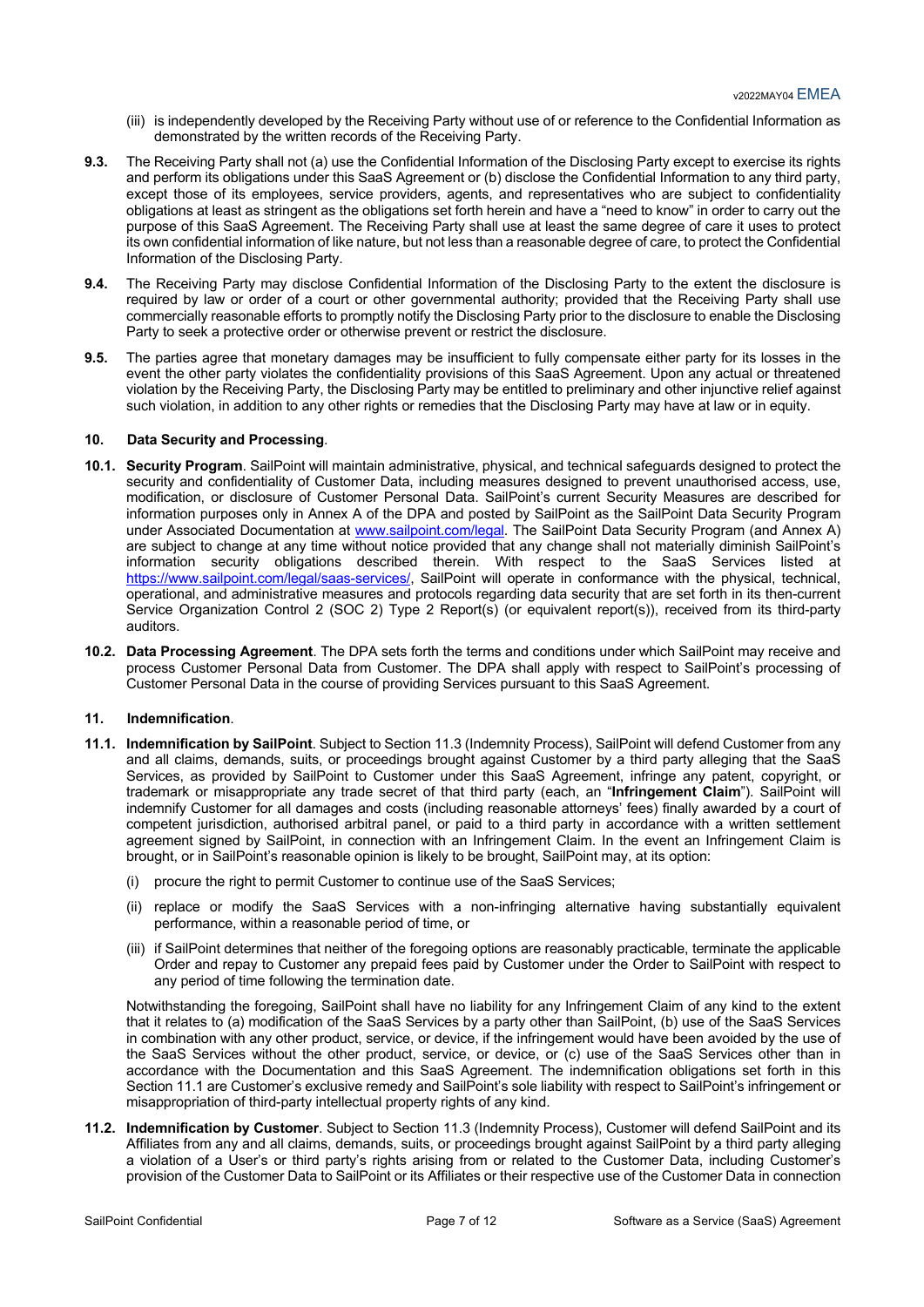(iii) is independently developed by the Receiving Party without use of or reference to the Confidential Information as demonstrated by the written records of the Receiving Party.

**9.3.** The Receiving Party shall not (a) use the Confidential Information of the Disclosing Party except to exercise its rights and perform its obligations under this SaaS Agreement or (b) disclose the Confidential Information to any third party, except those of its employees, service providers, agents, and representatives who are subject to confidentiality obligations at least as stringent as the obligations set forth herein and have a "need to know" in order to carry out the purpose of this SaaS Agreement. The Receiving Party shall use at least the same degree of care it uses to protect its own confidential information of like nature, but not less than a reasonable degree of care, to protect the Confidential Information of the Disclosing Party.

**9.4.** The Receiving Party may disclose Confidential Information of the Disclosing Party to the extent the disclosure is required by law or order of a court or other governmental authority; provided that the Receiving Party shall use commercially reasonable efforts to promptly notify the Disclosing Party prior to the disclosure to enable the Disclosing Party to seek a protective order or otherwise prevent or restrict the disclosure.

**9.5.** The parties agree that monetary damages may be insufficient to fully compensate either party for its losses in the event the other party violates the confidentiality provisions of this SaaS Agreement. Upon any actual or threatened violation by the Receiving Party, the Disclosing Party may be entitled to preliminary and other injunctive relief against such violation, in addition to any other rights or remedies that the Disclosing Party may have at law or in equity.

## 10. Data Security and Processing.

**10.1. Security Program**. SailPoint will maintain administrative, physical, and technical safeguards designed to protect the security and confidentiality of Customer Data, including measures designed to prevent unauthorised access, use, modification, or disclosure of Customer Personal Data. SailPoint's current Security Measures are described for information purposes only in Annex A of the DPA and posted by SailPoint as the SailPoint Data Security Program under Associated Documentation at www.sailpoint.com/legal. The SailPoint Data Security Program (and Annex A) are subject to change at any time without notice provided that any change shall not materially diminish SailPoint's information security obligations described therein. With respect to the SaaS Services listed at https://www.sailpoint.com/legal/saas-services/, SailPoint will operate in conformance with the physical, technical, operational, and administrative measures and protocols regarding data security that are set forth in its then-current Service Organization Control 2 (SOC 2) Type 2 Report(s) (or equivalent report(s)), received from its third-party auditors.

**10.2. Data Processing Agreement**. The DPA sets forth the terms and conditions under which SailPoint may receive and process Customer Personal Data from Customer. The DPA shall apply with respect to SailPoint's processing of Customer Personal Data in the course of providing Services pursuant to this SaaS Agreement.

## 11. Indemnification.

**11.1. Indemnification by SailPoint**. Subject to Section 11.3 (Indemnity Process), SailPoint will defend Customer from any and all claims, demands, suits, or proceedings brought against Customer by a third party alleging that the SaaS Services, as provided by SailPoint to Customer under this SaaS Agreement, infringe any patent, copyright, or trademark or misappropriate any trade secret of that third party (each, an "**Infringement Claim**"). SailPoint will indemnify Customer for all damages and costs (including reasonable attorneys' fees) finally awarded by a court of competent jurisdiction, authorised arbitral panel, or paid to a third party in accordance with a written settlement agreement signed by SailPoint, in connection with an Infringement Claim. In the event an Infringement Claim is brought, or in SailPoint's reasonable opinion is likely to be brought, SailPoint may, at its option:

(i) procure the right to permit Customer to continue use of the SaaS Services;

(ii) replace or modify the SaaS Services with a non-infringing alternative having substantially equivalent performance, within a reasonable period of time, or

(iii) if SailPoint determines that neither of the foregoing options are reasonably practicable, terminate the applicable Order and repay to Customer any prepaid fees paid by Customer under the Order to SailPoint with respect to any period of time following the termination date.

Notwithstanding the foregoing, SailPoint shall have no liability for any Infringement Claim of any kind to the extent that it relates to (a) modification of the SaaS Services by a party other than SailPoint, (b) use of the SaaS Services in combination with any other product, service, or device, if the infringement would have been avoided by the use of the SaaS Services without the other product, service, or device, or (c) use of the SaaS Services other than in accordance with the Documentation and this SaaS Agreement. The indemnification obligations set forth in this Section 11.1 are Customer's exclusive remedy and SailPoint's sole liability with respect to SailPoint's infringement or misappropriation of third-party intellectual property rights of any kind.

**11.2. Indemnification by Customer**. Subject to Section 11.3 (Indemnity Process), Customer will defend SailPoint and its Affiliates from any and all claims, demands, suits, or proceedings brought against SailPoint by a third party alleging a violation of a User's or third party's rights arising from or related to the Customer Data, including Customer's provision of the Customer Data to SailPoint or its Affiliates or their respective use of the Customer Data in connection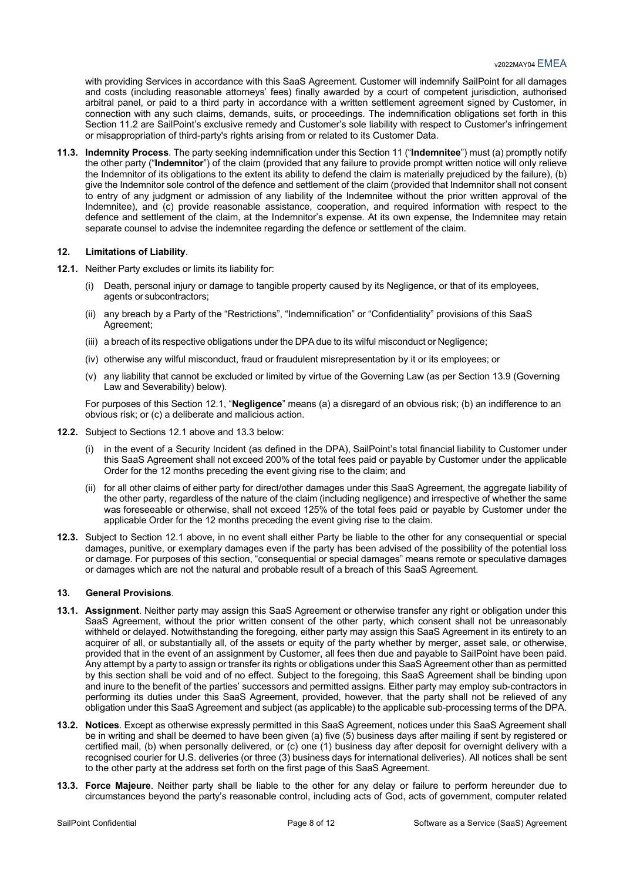with providing Services in accordance with this SaaS Agreement. Customer will indemnify SailPoint for all damages and costs (including reasonable attorneys' fees) finally awarded by a court of competent jurisdiction, authorised arbitral panel, or paid to a third party in accordance with a written settlement agreement signed by Customer, in connection with any such claims, demands, suits, or proceedings. The indemnification obligations set forth in this Section 11.2 are SailPoint's exclusive remedy and Customer's sole liability with respect to Customer's infringement or misappropriation of third-party's rights arising from or related to its Customer Data.

**11.3. Indemnity Process**. The party seeking indemnification under this Section 11 ("**Indemnitee**") must (a) promptly notify the other party ("**Indemnitor**") of the claim (provided that any failure to provide prompt written notice will only relieve the Indemnitor of its obligations to the extent its ability to defend the claim is materially prejudiced by the failure), (b) give the Indemnitor sole control of the defence and settlement of the claim (provided that Indemnitor shall not consent to entry of any judgment or admission of any liability of the Indemnitee without the prior written approval of the Indemnitee), and (c) provide reasonable assistance, cooperation, and required information with respect to the defence and settlement of the claim, at the Indemnitor's expense. At its own expense, the Indemnitee may retain separate counsel to advise the indemnitee regarding the defence or settlement of the claim.

## 12. Limitations of Liability.

**12.1.** Neither Party excludes or limits its liability for:

(i) Death, personal injury or damage to tangible property caused by its Negligence, or that of its employees, agents or subcontractors;

(ii) any breach by a Party of the "Restrictions", "Indemnification" or "Confidentiality" provisions of this SaaS Agreement;

(iii) a breach of its respective obligations under the DPA due to its wilful misconduct or Negligence;

(iv) otherwise any wilful misconduct, fraud or fraudulent misrepresentation by it or its employees; or

(v) any liability that cannot be excluded or limited by virtue of the Governing Law (as per Section 13.9 (Governing Law and Severability) below).

For purposes of this Section 12.1, "**Negligence**" means (a) a disregard of an obvious risk; (b) an indifference to an obvious risk; or (c) a deliberate and malicious action.

**12.2.** Subject to Sections 12.1 above and 13.3 below:

(i) in the event of a Security Incident (as defined in the DPA), SailPoint's total financial liability to Customer under this SaaS Agreement shall not exceed 200% of the total fees paid or payable by Customer under the applicable Order for the 12 months preceding the event giving rise to the claim; and

(ii) for all other claims of either party for direct/other damages under this SaaS Agreement, the aggregate liability of the other party, regardless of the nature of the claim (including negligence) and irrespective of whether the same was foreseeable or otherwise, shall not exceed 125% of the total fees paid or payable by Customer under the applicable Order for the 12 months preceding the event giving rise to the claim.

**12.3.** Subject to Section 12.1 above, in no event shall either Party be liable to the other for any consequential or special damages, punitive, or exemplary damages even if the party has been advised of the possibility of the potential loss or damage. For purposes of this section, "consequential or special damages" means remote or speculative damages or damages which are not the natural and probable result of a breach of this SaaS Agreement.

## 13. General Provisions.

**13.1. Assignment**. Neither party may assign this SaaS Agreement or otherwise transfer any right or obligation under this SaaS Agreement, without the prior written consent of the other party, which consent shall not be unreasonably withheld or delayed. Notwithstanding the foregoing, either party may assign this SaaS Agreement in its entirety to an acquirer of all, or substantially all, of the assets or equity of the party whether by merger, asset sale, or otherwise, provided that in the event of an assignment by Customer, all fees then due and payable to SailPoint have been paid. Any attempt by a party to assign or transfer its rights or obligations under this SaaS Agreement other than as permitted by this section shall be void and of no effect. Subject to the foregoing, this SaaS Agreement shall be binding upon and inure to the benefit of the parties' successors and permitted assigns. Either party may employ sub-contractors in performing its duties under this SaaS Agreement, provided, however, that the party shall not be relieved of any obligation under this SaaS Agreement and subject (as applicable) to the applicable sub-processing terms of the DPA.

**13.2. Notices**. Except as otherwise expressly permitted in this SaaS Agreement, notices under this SaaS Agreement shall be in writing and shall be deemed to have been given (a) five (5) business days after mailing if sent by registered or certified mail, (b) when personally delivered, or (c) one (1) business day after deposit for overnight delivery with a recognised courier for U.S. deliveries (or three (3) business days for international deliveries). All notices shall be sent to the other party at the address set forth on the first page of this SaaS Agreement.

**13.3. Force Majeure**. Neither party shall be liable to the other for any delay or failure to perform hereunder due to circumstances beyond the party's reasonable control, including acts of God, acts of government, computer related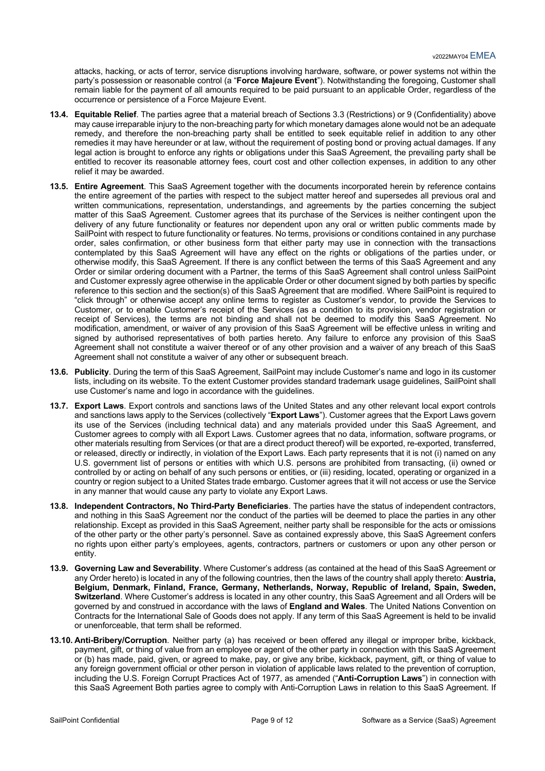attacks, hacking, or acts of terror, service disruptions involving hardware, software, or power systems not within the party's possession or reasonable control (a "**Force Majeure Event**"). Notwithstanding the foregoing, Customer shall remain liable for the payment of all amounts required to be paid pursuant to an applicable Order, regardless of the occurrence or persistence of a Force Majeure Event.

**13.4. Equitable Relief**. The parties agree that a material breach of Sections 3.3 (Restrictions) or 9 (Confidentiality) above may cause irreparable injury to the non-breaching party for which monetary damages alone would not be an adequate remedy, and therefore the non-breaching party shall be entitled to seek equitable relief in addition to any other remedies it may have hereunder or at law, without the requirement of posting bond or proving actual damages. If any legal action is brought to enforce any rights or obligations under this SaaS Agreement, the prevailing party shall be entitled to recover its reasonable attorney fees, court cost and other collection expenses, in addition to any other relief it may be awarded.

**13.5. Entire Agreement**. This SaaS Agreement together with the documents incorporated herein by reference contains the entire agreement of the parties with respect to the subject matter hereof and supersedes all previous oral and written communications, representation, understandings, and agreements by the parties concerning the subject matter of this SaaS Agreement. Customer agrees that its purchase of the Services is neither contingent upon the delivery of any future functionality or features nor dependent upon any oral or written public comments made by SailPoint with respect to future functionality or features. No terms, provisions or conditions contained in any purchase order, sales confirmation, or other business form that either party may use in connection with the transactions contemplated by this SaaS Agreement will have any effect on the rights or obligations of the parties under, or otherwise modify, this SaaS Agreement. If there is any conflict between the terms of this SaaS Agreement and any Order or similar ordering document with a Partner, the terms of this SaaS Agreement shall control unless SailPoint and Customer expressly agree otherwise in the applicable Order or other document signed by both parties by specific reference to this section and the section(s) of this SaaS Agreement that are modified. Where SailPoint is required to "click through" or otherwise accept any online terms to register as Customer's vendor, to provide the Services to Customer, or to enable Customer's receipt of the Services (as a condition to its provision, vendor registration or receipt of Services), the terms are not binding and shall not be deemed to modify this SaaS Agreement. No modification, amendment, or waiver of any provision of this SaaS Agreement will be effective unless in writing and signed by authorised representatives of both parties hereto. Any failure to enforce any provision of this SaaS Agreement shall not constitute a waiver thereof or of any other provision and a waiver of any breach of this SaaS Agreement shall not constitute a waiver of any other or subsequent breach.

**13.6. Publicity**. During the term of this SaaS Agreement, SailPoint may include Customer's name and logo in its customer lists, including on its website. To the extent Customer provides standard trademark usage guidelines, SailPoint shall use Customer's name and logo in accordance with the guidelines.

**13.7. Export Laws**. Export controls and sanctions laws of the United States and any other relevant local export controls and sanctions laws apply to the Services (collectively "**Export Laws**"). Customer agrees that the Export Laws govern its use of the Services (including technical data) and any materials provided under this SaaS Agreement, and Customer agrees to comply with all Export Laws. Customer agrees that no data, information, software programs, or other materials resulting from Services (or that are a direct product thereof) will be exported, re-exported, transferred, or released, directly or indirectly, in violation of the Export Laws. Each party represents that it is not (i) named on any U.S. government list of persons or entities with which U.S. persons are prohibited from transacting, (ii) owned or controlled by or acting on behalf of any such persons or entities, or (iii) residing, located, operating or organized in a country or region subject to a United States trade embargo. Customer agrees that it will not access or use the Service in any manner that would cause any party to violate any Export Laws.

**13.8. Independent Contractors, No Third-Party Beneficiaries**. The parties have the status of independent contractors, and nothing in this SaaS Agreement nor the conduct of the parties will be deemed to place the parties in any other relationship. Except as provided in this SaaS Agreement, neither party shall be responsible for the acts or omissions of the other party or the other party's personnel. Save as contained expressly above, this SaaS Agreement confers no rights upon either party's employees, agents, contractors, partners or customers or upon any other person or entity.

**13.9. Governing Law and Severability**. Where Customer's address (as contained at the head of this SaaS Agreement or any Order hereto) is located in any of the following countries, then the laws of the country shall apply thereto: **Austria, Belgium, Denmark, Finland, France, Germany, Netherlands, Norway, Republic of Ireland, Spain, Sweden, Switzerland**. Where Customer's address is located in any other country, this SaaS Agreement and all Orders will be governed by and construed in accordance with the laws of **England and Wales**. The United Nations Convention on Contracts for the International Sale of Goods does not apply. If any term of this SaaS Agreement is held to be invalid or unenforceable, that term shall be reformed.

**13.10. Anti-Bribery/Corruption**. Neither party (a) has received or been offered any illegal or improper bribe, kickback, payment, gift, or thing of value from an employee or agent of the other party in connection with this SaaS Agreement or (b) has made, paid, given, or agreed to make, pay, or give any bribe, kickback, payment, gift, or thing of value to any foreign government official or other person in violation of applicable laws related to the prevention of corruption, including the U.S. Foreign Corrupt Practices Act of 1977, as amended ("**Anti-Corruption Laws**") in connection with this SaaS Agreement Both parties agree to comply with Anti-Corruption Laws in relation to this SaaS Agreement. If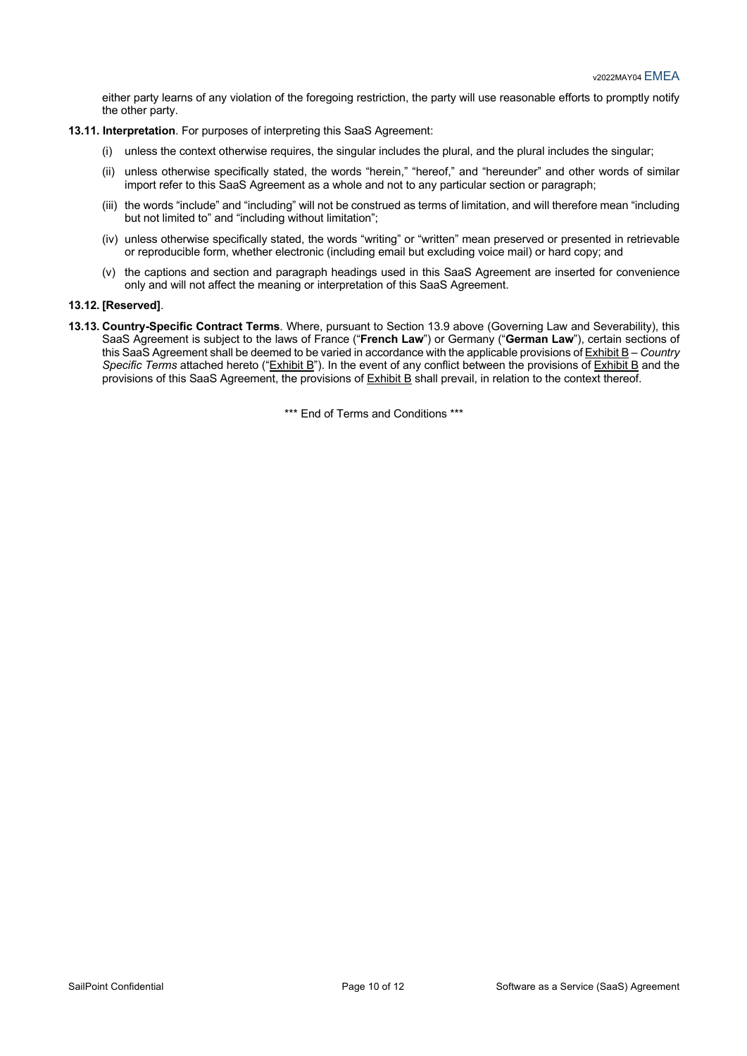either party learns of any violation of the foregoing restriction, the party will use reasonable efforts to promptly notify the other party.

**13.11. Interpretation**. For purposes of interpreting this SaaS Agreement:

(i) unless the context otherwise requires, the singular includes the plural, and the plural includes the singular;

(ii) unless otherwise specifically stated, the words "herein," "hereof," and "hereunder" and other words of similar import refer to this SaaS Agreement as a whole and not to any particular section or paragraph;

(iii) the words "include" and "including" will not be construed as terms of limitation, and will therefore mean "including but not limited to" and "including without limitation";

(iv) unless otherwise specifically stated, the words "writing" or "written" mean preserved or presented in retrievable or reproducible form, whether electronic (including email but excluding voice mail) or hard copy; and

(v) the captions and section and paragraph headings used in this SaaS Agreement are inserted for convenience only and will not affect the meaning or interpretation of this SaaS Agreement.

**13.12. [Reserved]**.

**13.13. Country-Specific Contract Terms**. Where, pursuant to Section 13.9 above (Governing Law and Severability), this SaaS Agreement is subject to the laws of France ("**French Law**") or Germany ("**German Law**"), certain sections of this SaaS Agreement shall be deemed to be varied in accordance with the applicable provisions of Exhibit B – *Country Specific Terms* attached hereto ("Exhibit B"). In the event of any conflict between the provisions of Exhibit B and the provisions of this SaaS Agreement, the provisions of Exhibit B shall prevail, in relation to the context thereof.

*** End of Terms and Conditions ***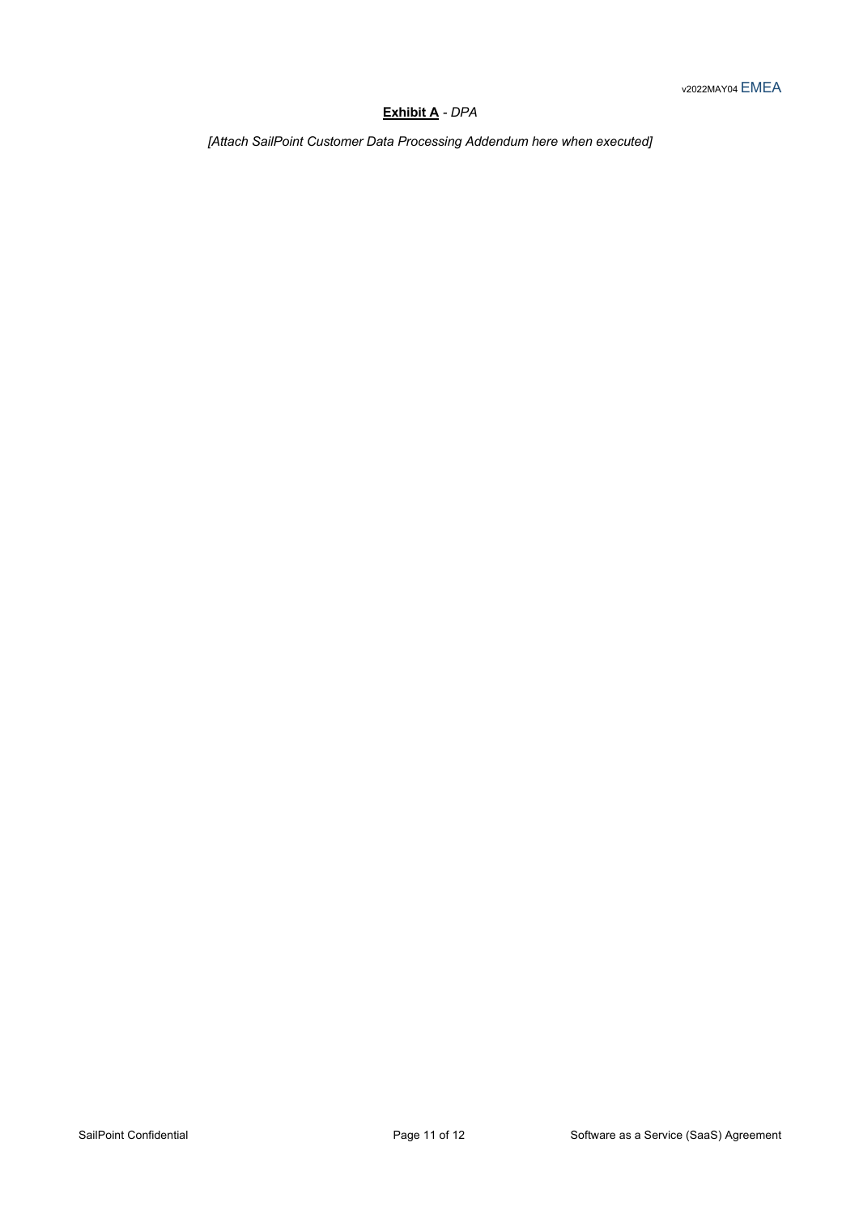**Exhibit A** - *DPA*

*[Attach SailPoint Customer Data Processing Addendum here when executed]*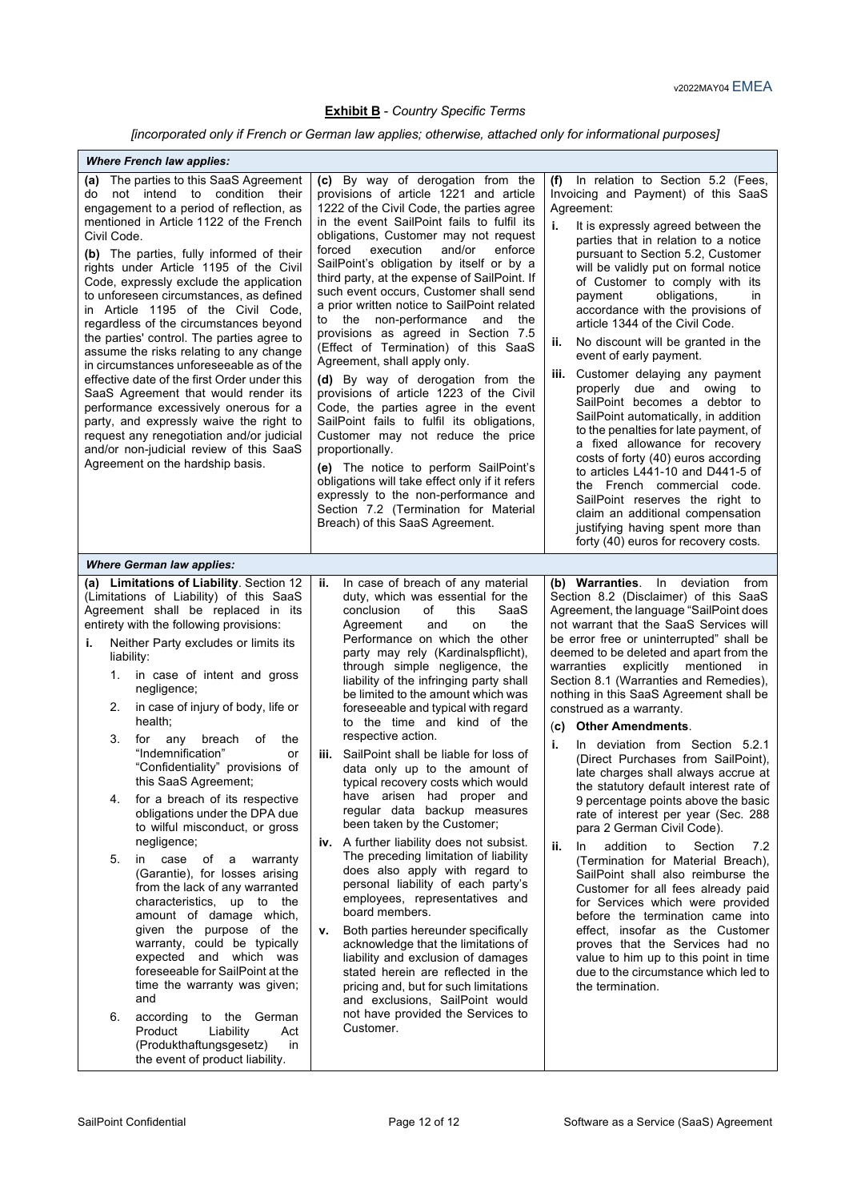v2022MAY04 EMEA

## **Exhibit B** - *Country Specific Terms*

*[incorporated only if French or German law applies; otherwise, attached only for informational purposes]*

### *Where French law applies:*

**(a)** The parties to this SaaS Agreement do not intend to condition their engagement to a period of reflection, as mentioned in Article 1122 of the French Civil Code.

**(b)** The parties, fully informed of their rights under Article 1195 of the Civil Code, expressly exclude the application to unforeseen circumstances, as defined in Article 1195 of the Civil Code, regardless of the circumstances beyond the parties' control. The parties agree to assume the risks relating to any change in circumstances unforeseeable as of the effective date of the first Order under this SaaS Agreement that would render its performance excessively onerous for a party, and expressly waive the right to request any renegotiation and/or judicial and/or non-judicial review of this SaaS Agreement on the hardship basis.

**(c)** By way of derogation from the provisions of article 1221 and article 1222 of the Civil Code, the parties agree in the event SailPoint fails to fulfil its obligations, Customer may not request forced execution and/or enforce SailPoint's obligation by itself or by a third party, at the expense of SailPoint. If such event occurs, Customer shall send a prior written notice to SailPoint related to the non-performance and the provisions as agreed in Section 7.5 (Effect of Termination) of this SaaS Agreement, shall apply only.

**(d)** By way of derogation from the provisions of article 1223 of the Civil Code, the parties agree in the event SailPoint fails to fulfil its obligations, Customer may not reduce the price proportionally.

**(e)** The notice to perform SailPoint's obligations will take effect only if it refers expressly to the non-performance and Section 7.2 (Termination for Material Breach) of this SaaS Agreement.

**(f)** In relation to Section 5.2 (Fees, Invoicing and Payment) of this SaaS Agreement:

i. It is expressly agreed between the parties that in relation to a notice pursuant to Section 5.2, Customer will be validly put on formal notice of Customer to comply with its payment obligations, in accordance with the provisions of article 1344 of the Civil Code.

ii. No discount will be granted in the event of early payment.

iii. Customer delaying any payment properly due and owing to SailPoint becomes a debtor to SailPoint automatically, in addition to the penalties for late payment, of a fixed allowance for recovery costs of forty (40) euros according to articles L441-10 and D441-5 of the French commercial code. SailPoint reserves the right to claim an additional compensation justifying having spent more than forty (40) euros for recovery costs.

### *Where German law applies:*

**(a) Limitations of Liability**. Section 12 (Limitations of Liability) of this SaaS Agreement shall be replaced in its entirety with the following provisions:

i. Neither Party excludes or limits its liability:

1. in case of intent and gross negligence;
2. in case of injury of body, life or health;
3. for any breach of the "Indemnification" or "Confidentiality" provisions of this SaaS Agreement;
4. for a breach of its respective obligations under the DPA due to wilful misconduct, or gross negligence;
5. in case of a warranty (Garantie), for losses arising from the lack of any warranted characteristics, up to the amount of damage which, given the purpose of the warranty, could be typically expected and which was foreseeable for SailPoint at the time the warranty was given; and
6. according to the German Product Liability Act (Produkthaftungsgesetz) in the event of product liability.

ii. In case of breach of any material duty, which was essential for the conclusion of this SaaS Agreement and on the Performance on which the other party may rely (Kardinalspflicht), through simple negligence, the liability of the infringing party shall be limited to the amount which was foreseeable and typical with regard to the time and kind of the respective action.

iii. SailPoint shall be liable for loss of data only up to the amount of typical recovery costs which would have arisen had proper and regular data backup measures been taken by the Customer;

iv. A further liability does not subsist. The preceding limitation of liability does also apply with regard to personal liability of each party's employees, representatives and board members.

v. Both parties hereunder specifically acknowledge that the limitations of liability and exclusion of damages stated herein are reflected in the pricing and, but for such limitations and exclusions, SailPoint would not have provided the Services to Customer.

**(b) Warranties**. In deviation from Section 8.2 (Disclaimer) of this SaaS Agreement, the language "SailPoint does not warrant that the SaaS Services will be error free or uninterrupted" shall be deemed to be deleted and apart from the warranties explicitly mentioned in Section 8.1 (Warranties and Remedies), nothing in this SaaS Agreement shall be construed as a warranty.

**(c) Other Amendments**.

i. In deviation from Section 5.2.1 (Direct Purchases from SailPoint), late charges shall always accrue at the statutory default interest rate of 9 percentage points above the basic rate of interest per year (Sec. 288 para 2 German Civil Code).

ii. In addition to Section 7.2 (Termination for Material Breach), SailPoint shall also reimburse the Customer for all fees already paid for Services which were provided before the termination came into effect, insofar as the Customer proves that the Services had no value to him up to this point in time due to the circumstance which led to the termination.